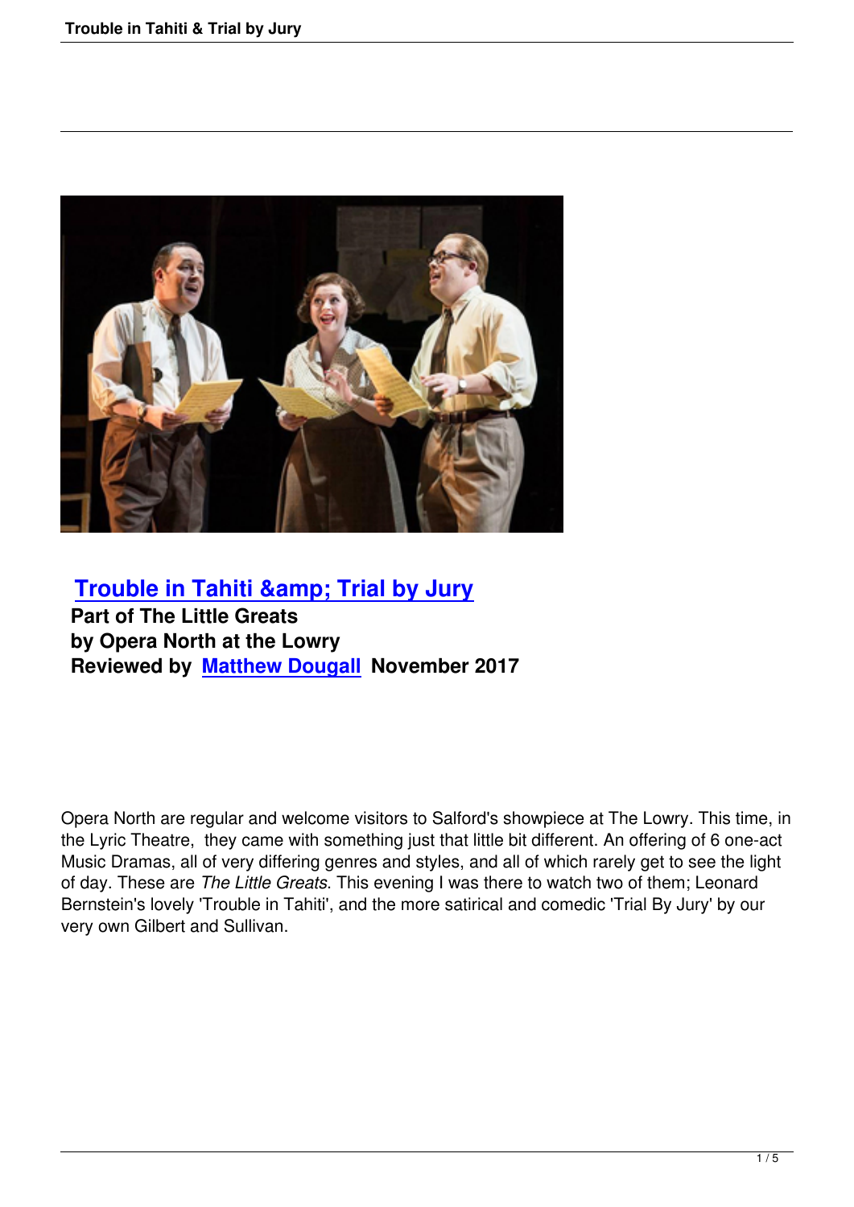## [Trouble in Tahiti &amp; Trial by Jury]

**Part of The Little Greats**
**by Opera North at the Lowry**
**Reviewed by [Matthew Dougall] November 2017**

Opera North are regular and welcome visitors to Salford's showpiece at The Lowry. This time, in the Lyric Theatre, they came with something just that little bit different. An offering of 6 one-act Music Dramas, all of very differing genres and styles, and all of which rarely get to see the light of day. These are *The Little Greats*. This evening I was there to watch two of them; Leonard Bernstein's lovely 'Trouble in Tahiti', and the more satirical and comedic 'Trial By Jury' by our very own Gilbert and Sullivan.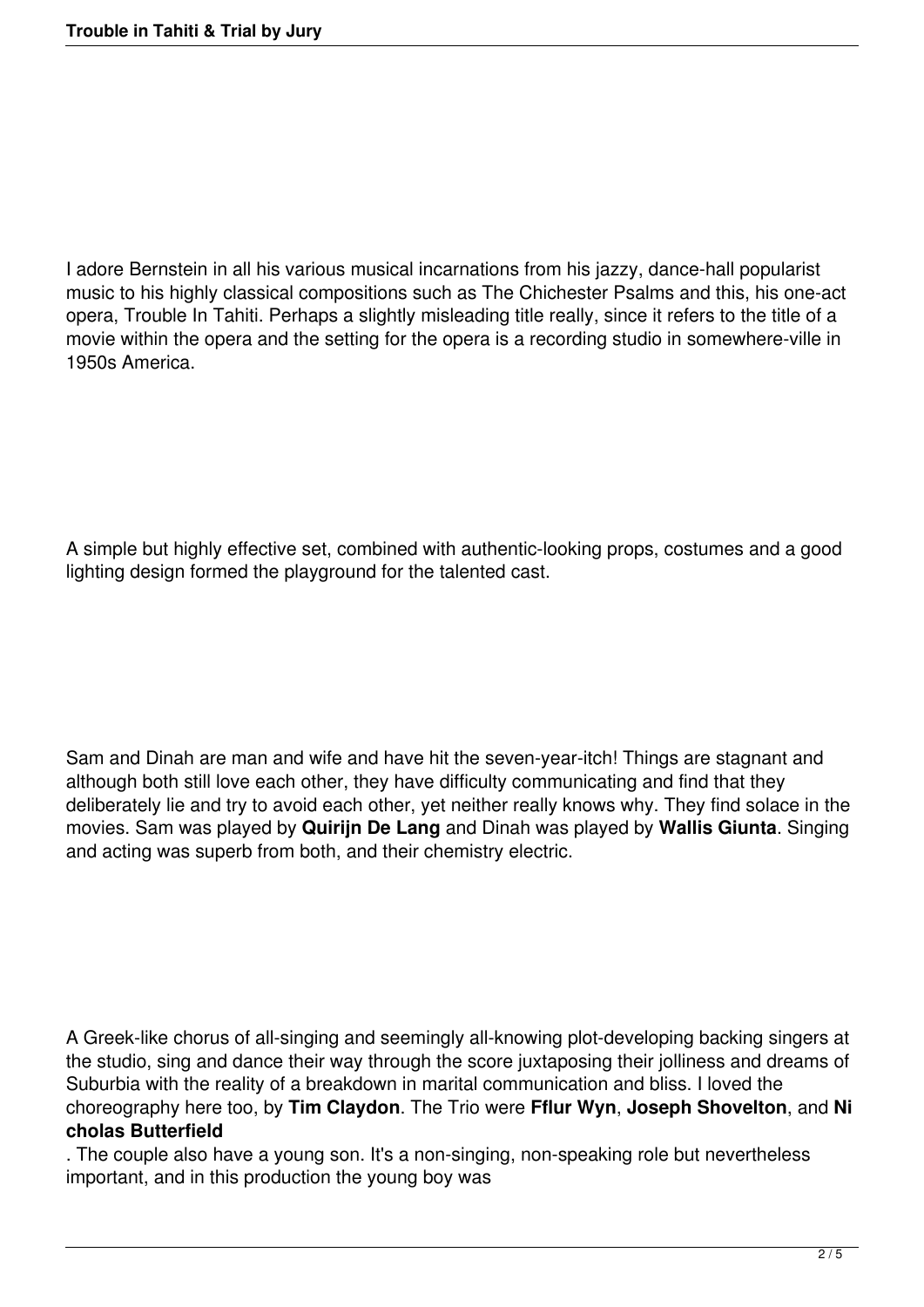I adore Bernstein in all his various musical incarnations from his jazzy, dance-hall popularist music to his highly classical compositions such as The Chichester Psalms and this, his one-act opera, Trouble In Tahiti. Perhaps a slightly misleading title really, since it refers to the title of a movie within the opera and the setting for the opera is a recording studio in somewhere-ville in 1950s America.

A simple but highly effective set, combined with authentic-looking props, costumes and a good lighting design formed the playground for the talented cast.

Sam and Dinah are man and wife and have hit the seven-year-itch! Things are stagnant and although both still love each other, they have difficulty communicating and find that they deliberately lie and try to avoid each other, yet neither really knows why. They find solace in the movies. Sam was played by **Quirijn De Lang** and Dinah was played by **Wallis Giunta**. Singing and acting was superb from both, and their chemistry electric.

A Greek-like chorus of all-singing and seemingly all-knowing plot-developing backing singers at the studio, sing and dance their way through the score juxtaposing their jolliness and dreams of Suburbia with the reality of a breakdown in marital communication and bliss. I loved the choreography here too, by **Tim Claydon**. The Trio were **Fflur Wyn**, **Joseph Shovelton**, and **Nicholas Butterfield**. The couple also have a young son. It's a non-singing, non-speaking role but nevertheless important, and in this production the young boy was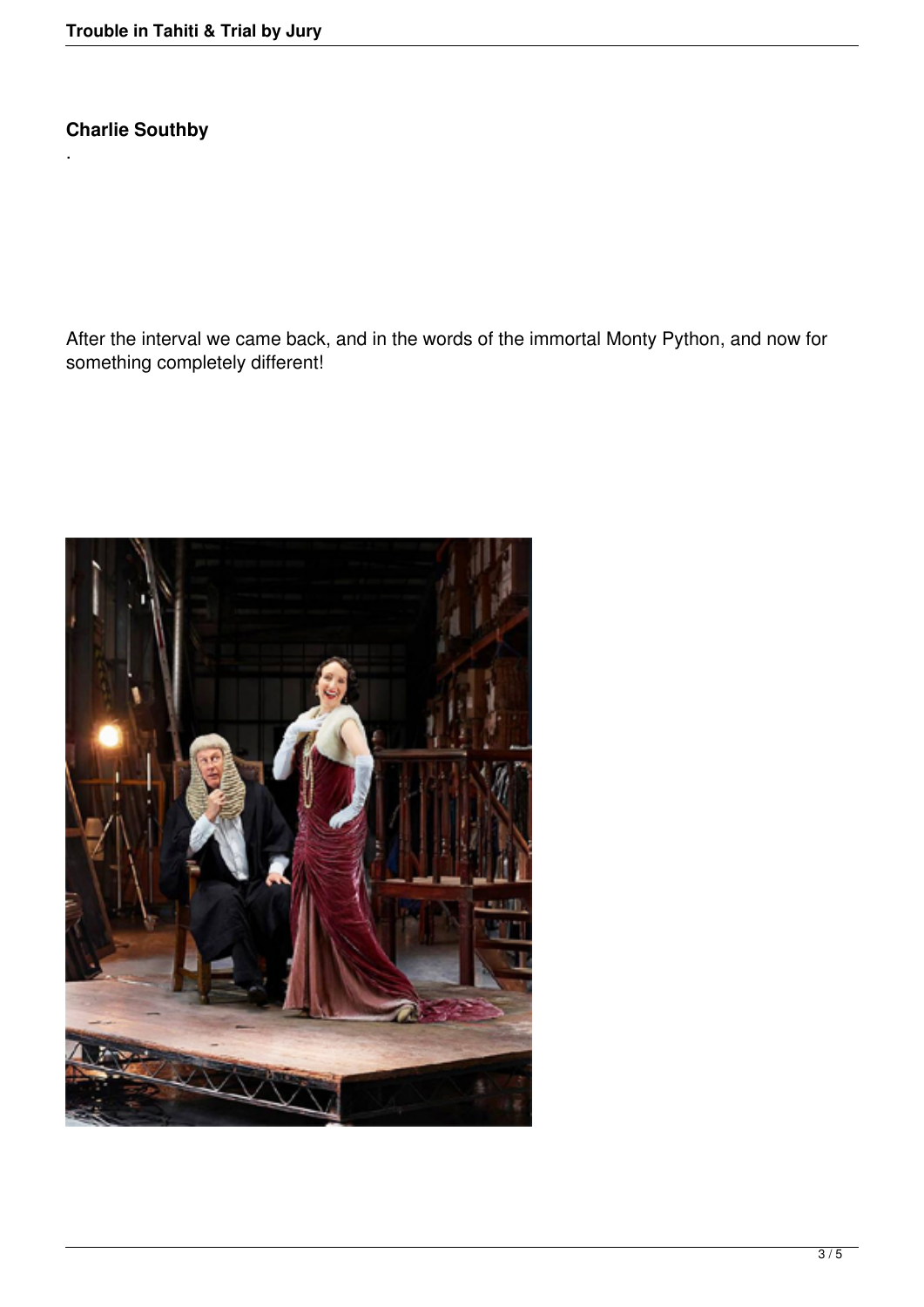**Charlie Southby**

.

After the interval we came back, and in the words of the immortal Monty Python, and now for something completely different!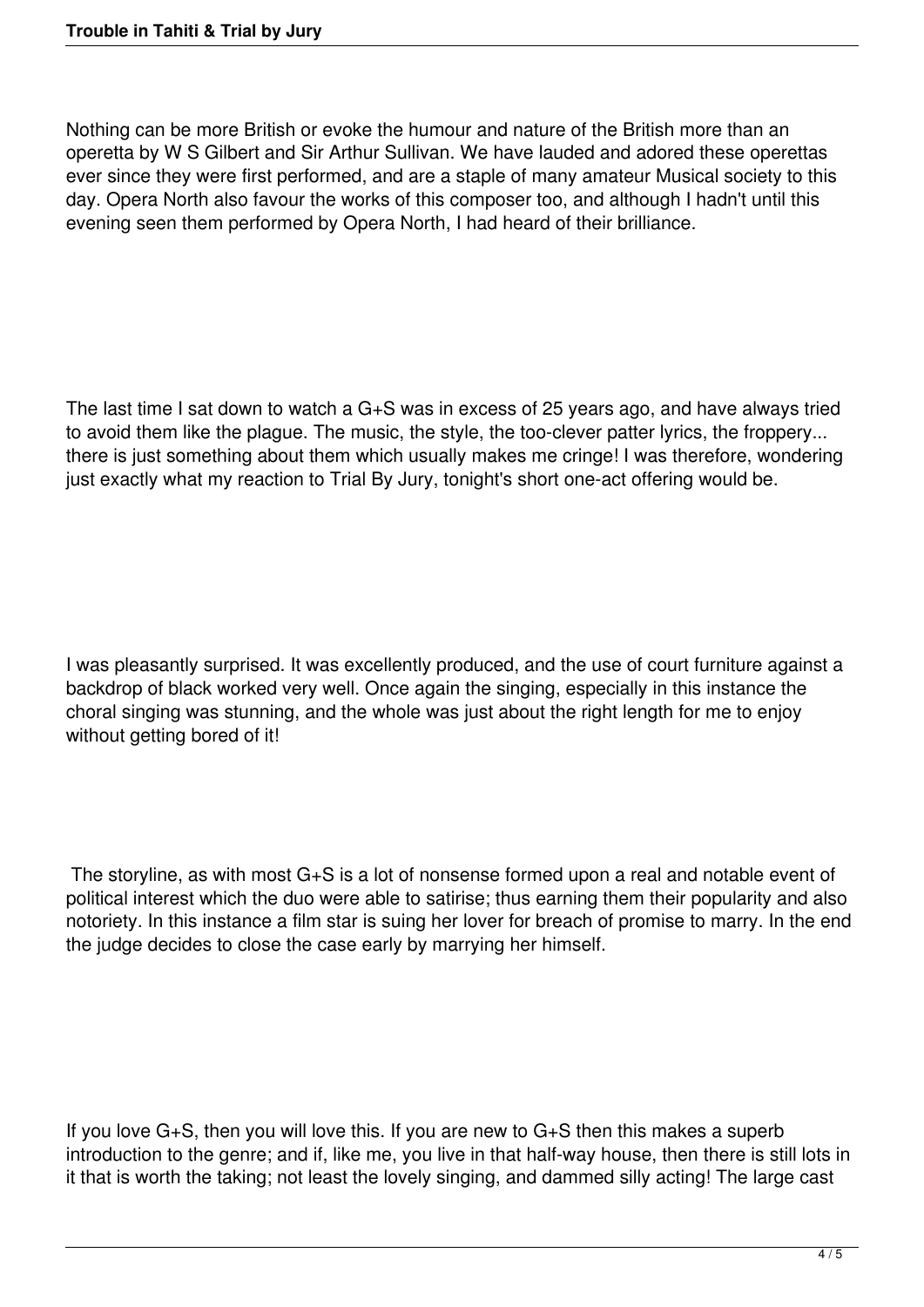Nothing can be more British or evoke the humour and nature of the British more than an operetta by W S Gilbert and Sir Arthur Sullivan. We have lauded and adored these operettas ever since they were first performed, and are a staple of many amateur Musical society to this day. Opera North also favour the works of this composer too, and although I hadn't until this evening seen them performed by Opera North, I had heard of their brilliance.

The last time I sat down to watch a G+S was in excess of 25 years ago, and have always tried to avoid them like the plague. The music, the style, the too-clever patter lyrics, the froppery... there is just something about them which usually makes me cringe! I was therefore, wondering just exactly what my reaction to Trial By Jury, tonight's short one-act offering would be.

I was pleasantly surprised. It was excellently produced, and the use of court furniture against a backdrop of black worked very well. Once again the singing, especially in this instance the choral singing was stunning, and the whole was just about the right length for me to enjoy without getting bored of it!

The storyline, as with most G+S is a lot of nonsense formed upon a real and notable event of political interest which the duo were able to satirise; thus earning them their popularity and also notoriety. In this instance a film star is suing her lover for breach of promise to marry. In the end the judge decides to close the case early by marrying her himself.

If you love G+S, then you will love this. If you are new to G+S then this makes a superb introduction to the genre; and if, like me, you live in that half-way house, then there is still lots in it that is worth the taking; not least the lovely singing, and dammed silly acting! The large cast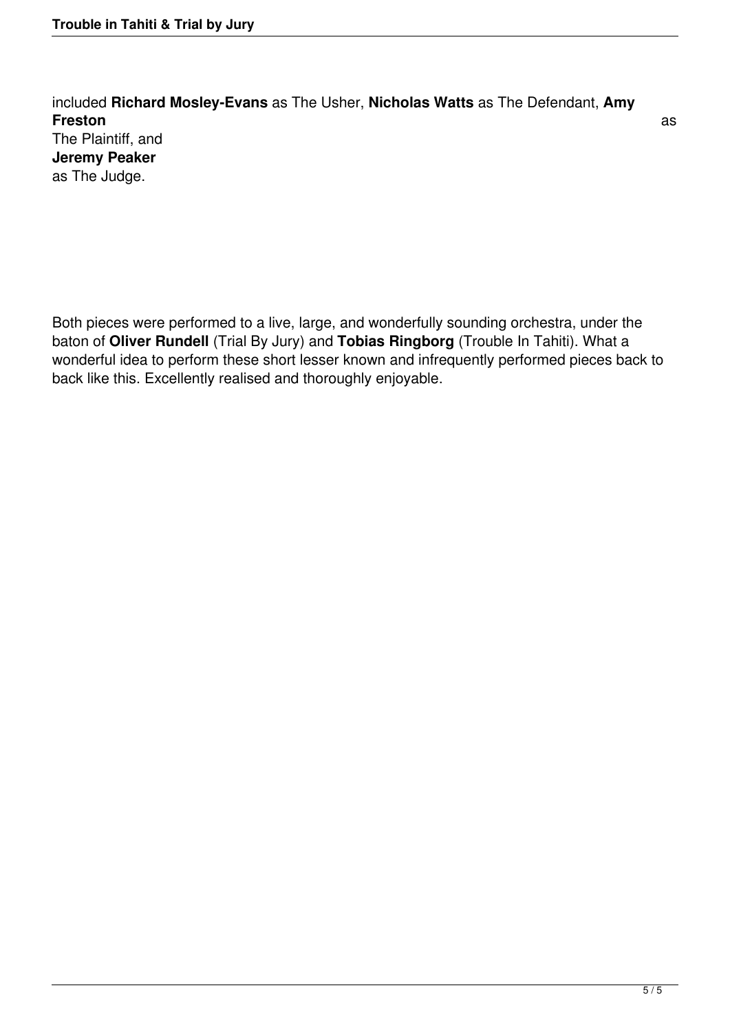included **Richard Mosley-Evans** as The Usher, **Nicholas Watts** as The Defendant, **Amy Freston** as The Plaintiff, and **Jeremy Peaker** as The Judge.

Both pieces were performed to a live, large, and wonderfully sounding orchestra, under the baton of **Oliver Rundell** (Trial By Jury) and **Tobias Ringborg** (Trouble In Tahiti). What a wonderful idea to perform these short lesser known and infrequently performed pieces back to back like this. Excellently realised and thoroughly enjoyable.